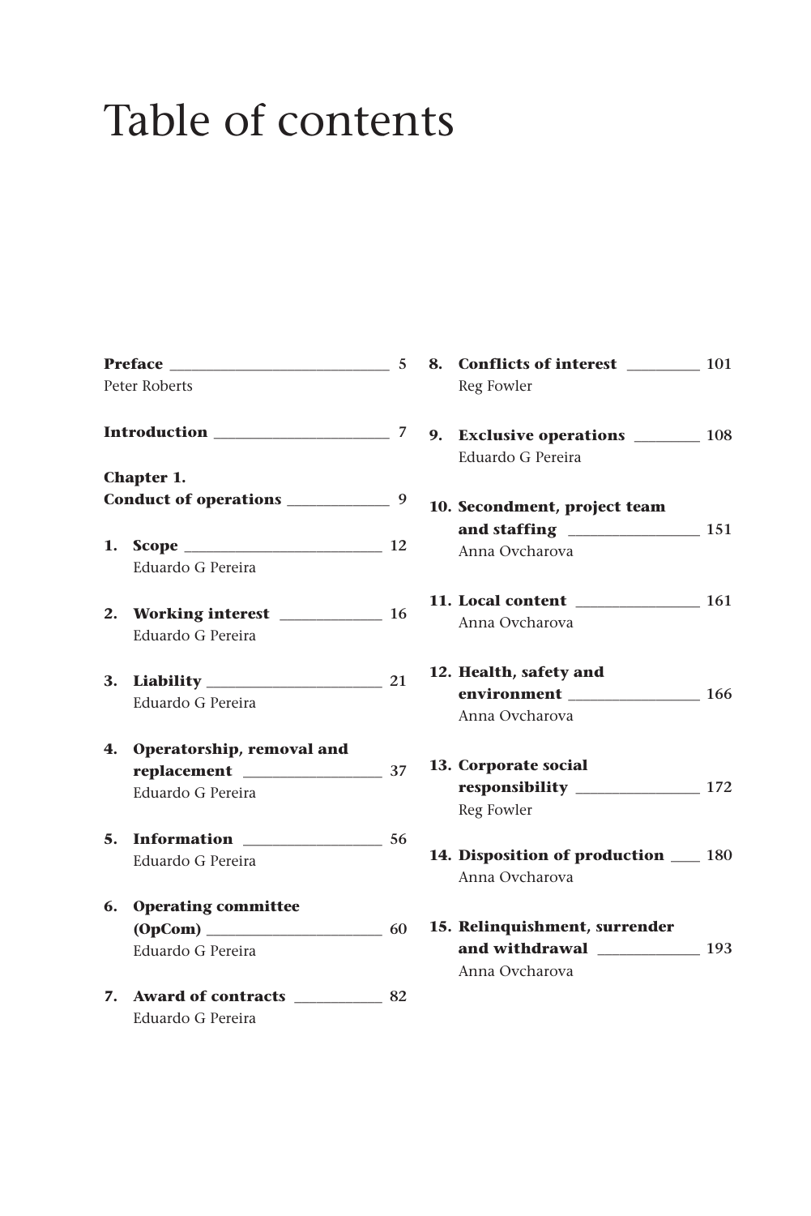# Table of contents

**Preface** ________________________ 5
Peter Roberts

**Introduction** ____________________ 7

**Chapter 1.**
**Conduct of operations** ___________ 9

1. **Scope** _______________________ 12
   Eduardo G Pereira

2. **Working interest** ____________ 16
   Eduardo G Pereira

3. **Liability** ____________________ 21
   Eduardo G Pereira

4. **Operatorship, removal and replacement** _______________ 37
   Eduardo G Pereira

5. **Information** _________________ 56
   Eduardo G Pereira

6. **Operating committee (OpCom)** _____________________ 60
   Eduardo G Pereira

7. **Award of contracts** __________ 82
   Eduardo G Pereira

8. **Conflicts of interest** ________ 101
   Reg Fowler

9. **Exclusive operations** _______ 108
   Eduardo G Pereira

10. **Secondment, project team and staffing** _______________ 151
    Anna Ovcharova

11. **Local content** ______________ 161
    Anna Ovcharova

12. **Health, safety and environment** ______________ 166
    Anna Ovcharova

13. **Corporate social responsibility** ______________ 172
    Reg Fowler

14. **Disposition of production** ___ 180
    Anna Ovcharova

15. **Relinquishment, surrender and withdrawal** ____________ 193
    Anna Ovcharova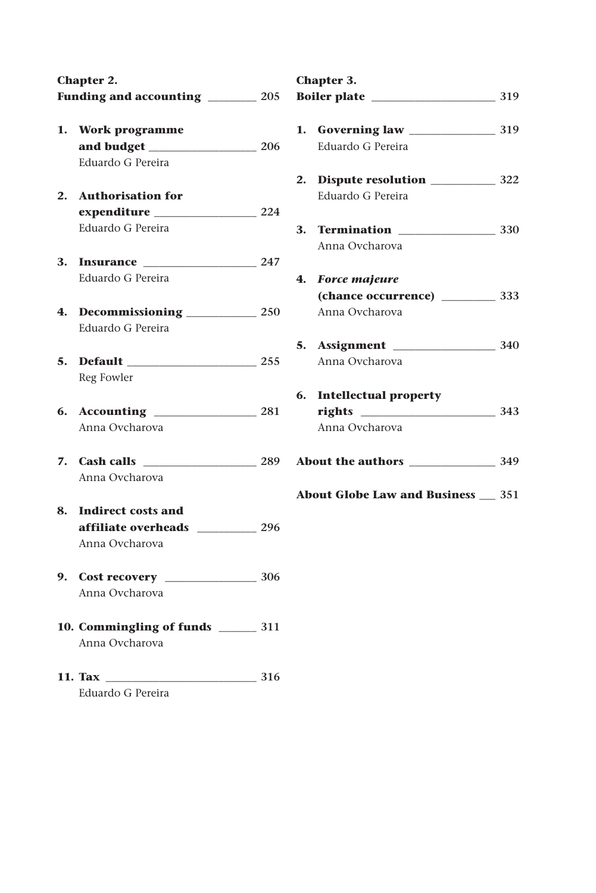**Chapter 2.**
**Funding and accounting** 205

1. **Work programme and budget** 206
   Eduardo G Pereira

2. **Authorisation for expenditure** 224
   Eduardo G Pereira

3. **Insurance** 247
   Eduardo G Pereira

4. **Decommissioning** 250
   Eduardo G Pereira

5. **Default** 255
   Reg Fowler

6. **Accounting** 281
   Anna Ovcharova

7. **Cash calls** 289
   Anna Ovcharova

8. **Indirect costs and affiliate overheads** 296
   Anna Ovcharova

9. **Cost recovery** 306
   Anna Ovcharova

10. **Commingling of funds** 311
    Anna Ovcharova

11. **Tax** 316
    Eduardo G Pereira

**Chapter 3.**
**Boiler plate** 319

1. **Governing law** 319
   Eduardo G Pereira

2. **Dispute resolution** 322
   Eduardo G Pereira

3. **Termination** 330
   Anna Ovcharova

4. ***Force majeure* (chance occurrence)** 333
   Anna Ovcharova

5. **Assignment** 340
   Anna Ovcharova

6. **Intellectual property rights** 343
   Anna Ovcharova

**About the authors** 349

**About Globe Law and Business** 351